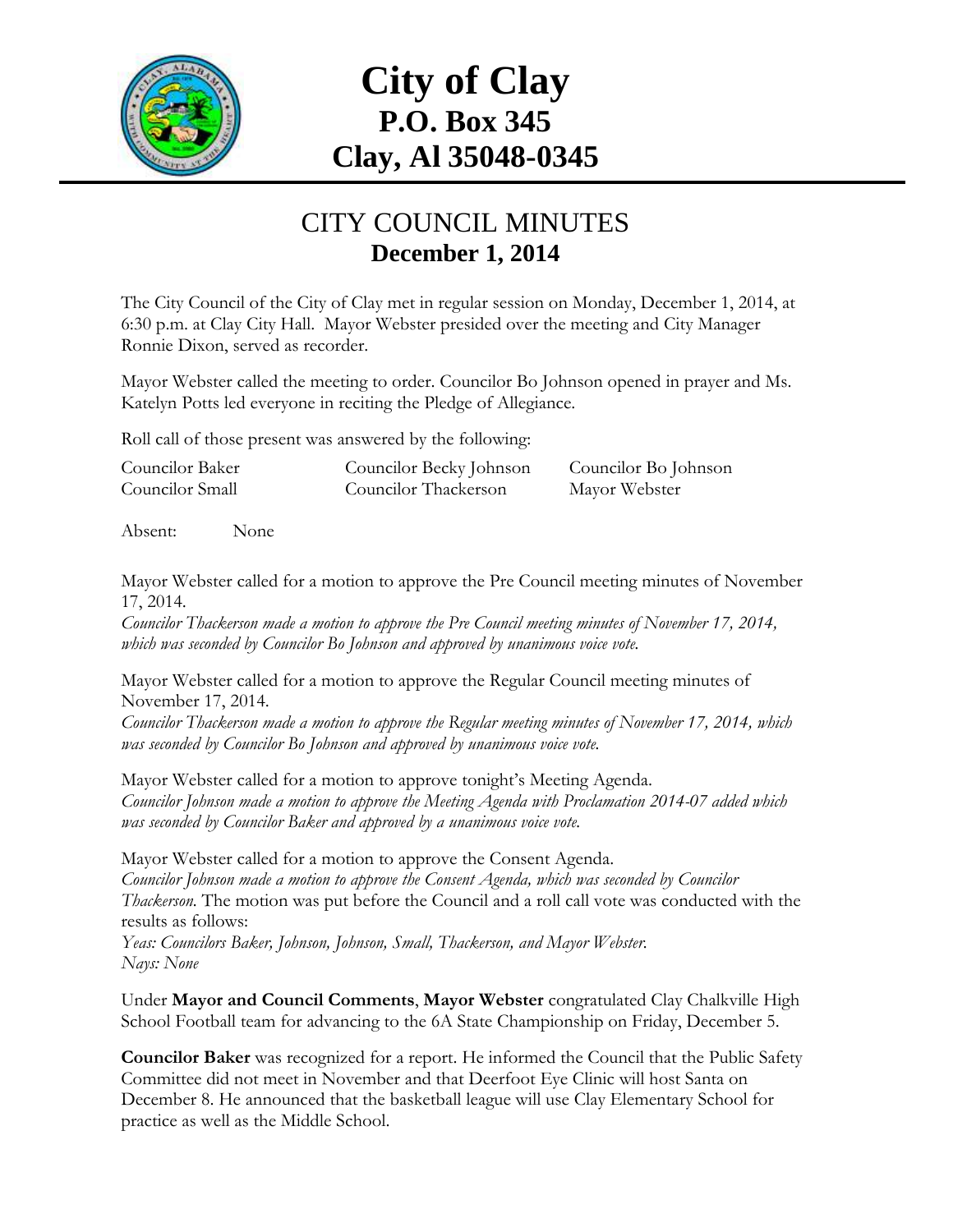# City of Clay
## P.O. Box 345
## Clay, Al 35048-0345

## CITY COUNCIL MINUTES
### December 1, 2014

The City Council of the City of Clay met in regular session on Monday, December 1, 2014, at 6:30 p.m. at Clay City Hall. Mayor Webster presided over the meeting and City Manager Ronnie Dixon, served as recorder.

Mayor Webster called the meeting to order. Councilor Bo Johnson opened in prayer and Ms. Katelyn Potts led everyone in reciting the Pledge of Allegiance.

Roll call of those present was answered by the following:

| | | |
|---|---|---|
| Councilor Baker | Councilor Becky Johnson | Councilor Bo Johnson |
| Councilor Small | Councilor Thackerson | Mayor Webster |

Absent: None

Mayor Webster called for a motion to approve the Pre Council meeting minutes of November 17, 2014.
*Councilor Thackerson made a motion to approve the Pre Council meeting minutes of November 17, 2014, which was seconded by Councilor Bo Johnson and approved by unanimous voice vote.*

Mayor Webster called for a motion to approve the Regular Council meeting minutes of November 17, 2014.
*Councilor Thackerson made a motion to approve the Regular meeting minutes of November 17, 2014, which was seconded by Councilor Bo Johnson and approved by unanimous voice vote.*

Mayor Webster called for a motion to approve tonight's Meeting Agenda.
*Councilor Johnson made a motion to approve the Meeting Agenda with Proclamation 2014-07 added which was seconded by Councilor Baker and approved by a unanimous voice vote.*

Mayor Webster called for a motion to approve the Consent Agenda.
*Councilor Johnson made a motion to approve the Consent Agenda, which was seconded by Councilor Thackerson.* The motion was put before the Council and a roll call vote was conducted with the results as follows:
*Yeas: Councilors Baker, Johnson, Johnson, Small, Thackerson, and Mayor Webster.*
*Nays: None*

Under **Mayor and Council Comments**, **Mayor Webster** congratulated Clay Chalkville High School Football team for advancing to the 6A State Championship on Friday, December 5.

**Councilor Baker** was recognized for a report. He informed the Council that the Public Safety Committee did not meet in November and that Deerfoot Eye Clinic will host Santa on December 8. He announced that the basketball league will use Clay Elementary School for practice as well as the Middle School.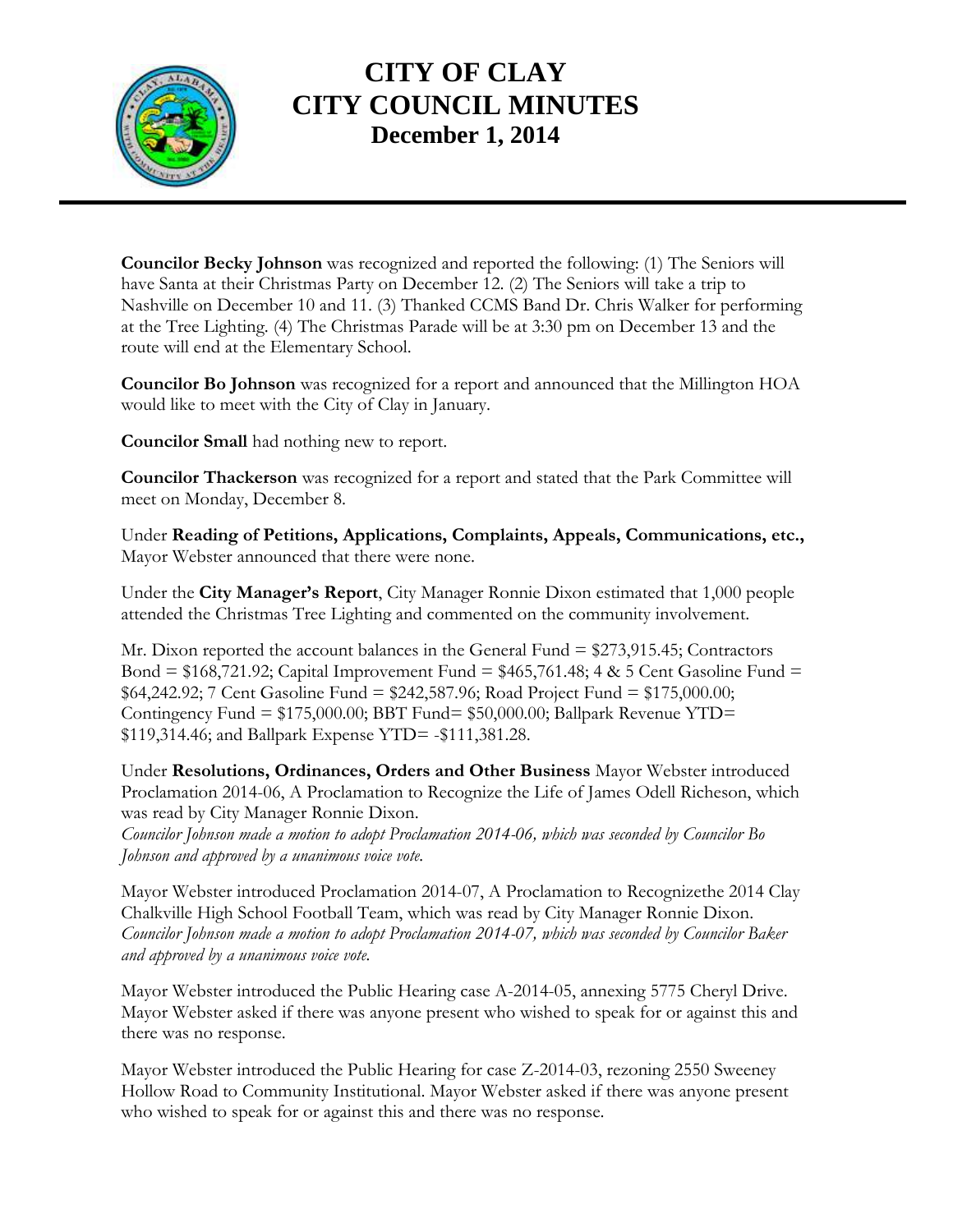**Councilor Becky Johnson** was recognized and reported the following: (1) The Seniors will have Santa at their Christmas Party on December 12. (2) The Seniors will take a trip to Nashville on December 10 and 11. (3) Thanked CCMS Band Dr. Chris Walker for performing at the Tree Lighting. (4) The Christmas Parade will be at 3:30 pm on December 13 and the route will end at the Elementary School.

**Councilor Bo Johnson** was recognized for a report and announced that the Millington HOA would like to meet with the City of Clay in January.

**Councilor Small** had nothing new to report.

**Councilor Thackerson** was recognized for a report and stated that the Park Committee will meet on Monday, December 8.

Under **Reading of Petitions, Applications, Complaints, Appeals, Communications, etc.,** Mayor Webster announced that there were none.

Under the **City Manager's Report**, City Manager Ronnie Dixon estimated that 1,000 people attended the Christmas Tree Lighting and commented on the community involvement.

Mr. Dixon reported the account balances in the General Fund = $273,915.45; Contractors Bond = $168,721.92; Capital Improvement Fund = $465,761.48; 4 & 5 Cent Gasoline Fund = $64,242.92; 7 Cent Gasoline Fund = $242,587.96; Road Project Fund = $175,000.00; Contingency Fund = $175,000.00; BBT Fund= $50,000.00; Ballpark Revenue YTD= $119,314.46; and Ballpark Expense YTD= -$111,381.28.

Under **Resolutions, Ordinances, Orders and Other Business** Mayor Webster introduced Proclamation 2014-06, A Proclamation to Recognize the Life of James Odell Richeson, which was read by City Manager Ronnie Dixon.
*Councilor Johnson made a motion to adopt Proclamation 2014-06, which was seconded by Councilor Bo Johnson and approved by a unanimous voice vote.*

Mayor Webster introduced Proclamation 2014-07, A Proclamation to Recognizethe 2014 Clay Chalkville High School Football Team, which was read by City Manager Ronnie Dixon.
*Councilor Johnson made a motion to adopt Proclamation 2014-07, which was seconded by Councilor Baker and approved by a unanimous voice vote.*

Mayor Webster introduced the Public Hearing case A-2014-05, annexing 5775 Cheryl Drive. Mayor Webster asked if there was anyone present who wished to speak for or against this and there was no response.

Mayor Webster introduced the Public Hearing for case Z-2014-03, rezoning 2550 Sweeney Hollow Road to Community Institutional. Mayor Webster asked if there was anyone present who wished to speak for or against this and there was no response.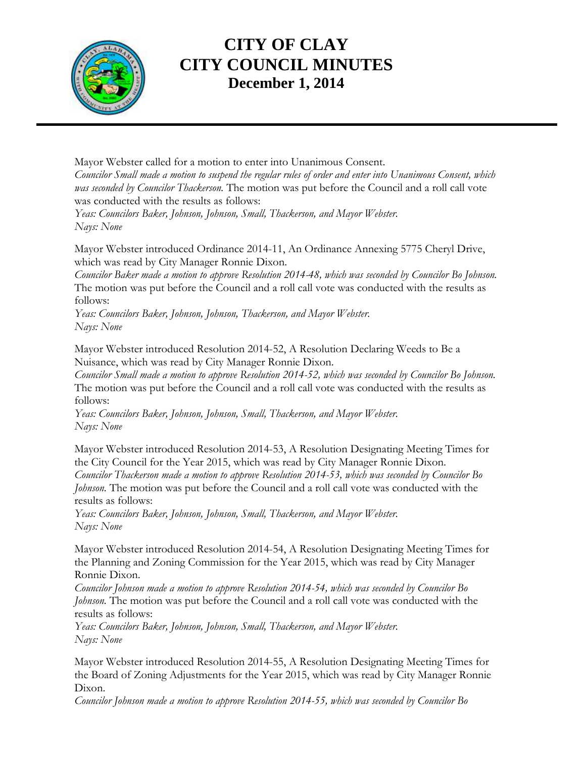# CITY OF CLAY
# CITY COUNCIL MINUTES
## December 1, 2014

Mayor Webster called for a motion to enter into Unanimous Consent.
*Councilor Small made a motion to suspend the regular rules of order and enter into Unanimous Consent, which was seconded by Councilor Thackerson.* The motion was put before the Council and a roll call vote was conducted with the results as follows:
*Yeas: Councilors Baker, Johnson, Johnson, Small, Thackerson, and Mayor Webster.*
*Nays: None*

Mayor Webster introduced Ordinance 2014-11, An Ordinance Annexing 5775 Cheryl Drive, which was read by City Manager Ronnie Dixon.
*Councilor Baker made a motion to approve Resolution 2014-48, which was seconded by Councilor Bo Johnson.* The motion was put before the Council and a roll call vote was conducted with the results as follows:
*Yeas: Councilors Baker, Johnson, Johnson, Thackerson, and Mayor Webster.*
*Nays: None*

Mayor Webster introduced Resolution 2014-52, A Resolution Declaring Weeds to Be a Nuisance, which was read by City Manager Ronnie Dixon.
*Councilor Small made a motion to approve Resolution 2014-52, which was seconded by Councilor Bo Johnson.* The motion was put before the Council and a roll call vote was conducted with the results as follows:
*Yeas: Councilors Baker, Johnson, Johnson, Small, Thackerson, and Mayor Webster.*
*Nays: None*

Mayor Webster introduced Resolution 2014-53, A Resolution Designating Meeting Times for the City Council for the Year 2015, which was read by City Manager Ronnie Dixon.
*Councilor Thackerson made a motion to approve Resolution 2014-53, which was seconded by Councilor Bo Johnson.* The motion was put before the Council and a roll call vote was conducted with the results as follows:
*Yeas: Councilors Baker, Johnson, Johnson, Small, Thackerson, and Mayor Webster.*
*Nays: None*

Mayor Webster introduced Resolution 2014-54, A Resolution Designating Meeting Times for the Planning and Zoning Commission for the Year 2015, which was read by City Manager Ronnie Dixon.
*Councilor Johnson made a motion to approve Resolution 2014-54, which was seconded by Councilor Bo Johnson.* The motion was put before the Council and a roll call vote was conducted with the results as follows:
*Yeas: Councilors Baker, Johnson, Johnson, Small, Thackerson, and Mayor Webster.*
*Nays: None*

Mayor Webster introduced Resolution 2014-55, A Resolution Designating Meeting Times for the Board of Zoning Adjustments for the Year 2015, which was read by City Manager Ronnie Dixon.
*Councilor Johnson made a motion to approve Resolution 2014-55, which was seconded by Councilor Bo*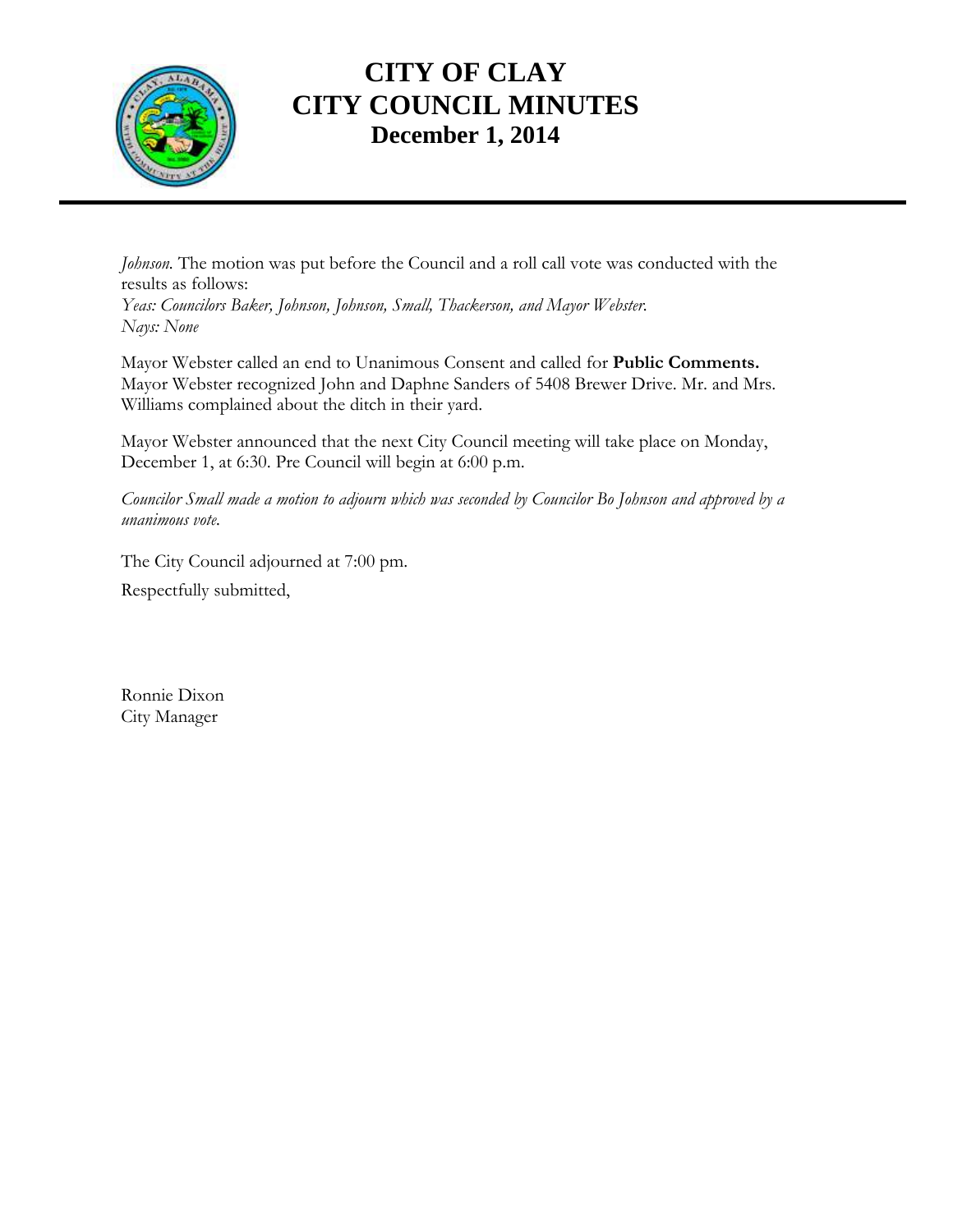*Johnson.* The motion was put before the Council and a roll call vote was conducted with the results as follows:
*Yeas: Councilors Baker, Johnson, Johnson, Small, Thackerson, and Mayor Webster.*
*Nays: None*

Mayor Webster called an end to Unanimous Consent and called for **Public Comments.** Mayor Webster recognized John and Daphne Sanders of 5408 Brewer Drive. Mr. and Mrs. Williams complained about the ditch in their yard.

Mayor Webster announced that the next City Council meeting will take place on Monday, December 1, at 6:30. Pre Council will begin at 6:00 p.m.

*Councilor Small made a motion to adjourn which was seconded by Councilor Bo Johnson and approved by a unanimous vote.*

The City Council adjourned at 7:00 pm.

Respectfully submitted,

Ronnie Dixon
City Manager